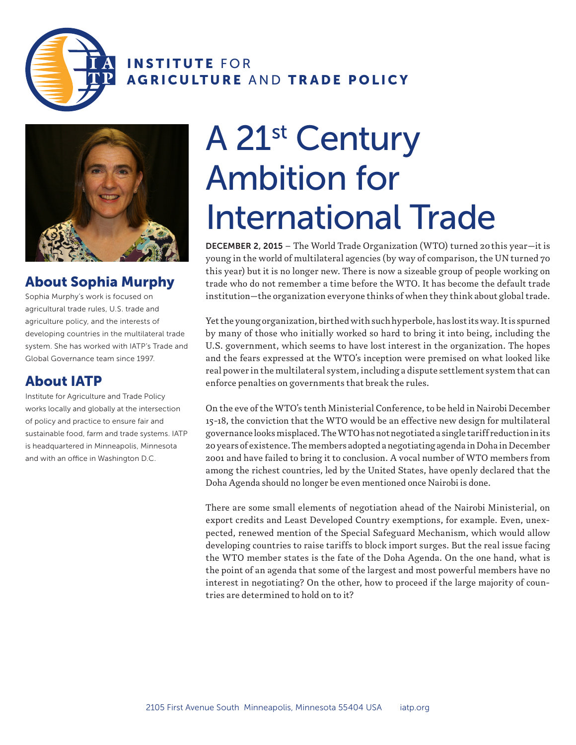**INSTITUTE** FOR
**AGRICULTURE** AND **TRADE POLICY**

# A 21st Century Ambition for International Trade

## About Sophia Murphy

Sophia Murphy's work is focused on agricultural trade rules, U.S. trade and agriculture policy, and the interests of developing countries in the multilateral trade system. She has worked with IATP's Trade and Global Governance team since 1997.

## About IATP

Institute for Agriculture and Trade Policy works locally and globally at the intersection of policy and practice to ensure fair and sustainable food, farm and trade systems. IATP is headquartered in Minneapolis, Minnesota and with an office in Washington D.C.

**DECEMBER 2, 2015** – The World Trade Organization (WTO) turned 20 this year—it is young in the world of multilateral agencies (by way of comparison, the UN turned 70 this year) but it is no longer new. There is now a sizeable group of people working on trade who do not remember a time before the WTO. It has become the default trade institution—the organization everyone thinks of when they think about global trade.

Yet the young organization, birthed with such hyperbole, has lost its way. It is spurned by many of those who initially worked so hard to bring it into being, including the U.S. government, which seems to have lost interest in the organization. The hopes and the fears expressed at the WTO's inception were premised on what looked like real power in the multilateral system, including a dispute settlement system that can enforce penalties on governments that break the rules.

On the eve of the WTO's tenth Ministerial Conference, to be held in Nairobi December 15-18, the conviction that the WTO would be an effective new design for multilateral governance looks misplaced. The WTO has not negotiated a single tariff reduction in its 20 years of existence. The members adopted a negotiating agenda in Doha in December 2001 and have failed to bring it to conclusion. A vocal number of WTO members from among the richest countries, led by the United States, have openly declared that the Doha Agenda should no longer be even mentioned once Nairobi is done.

There are some small elements of negotiation ahead of the Nairobi Ministerial, on export credits and Least Developed Country exemptions, for example. Even, unexpected, renewed mention of the Special Safeguard Mechanism, which would allow developing countries to raise tariffs to block import surges. But the real issue facing the WTO member states is the fate of the Doha Agenda. On the one hand, what is the point of an agenda that some of the largest and most powerful members have no interest in negotiating? On the other, how to proceed if the large majority of countries are determined to hold on to it?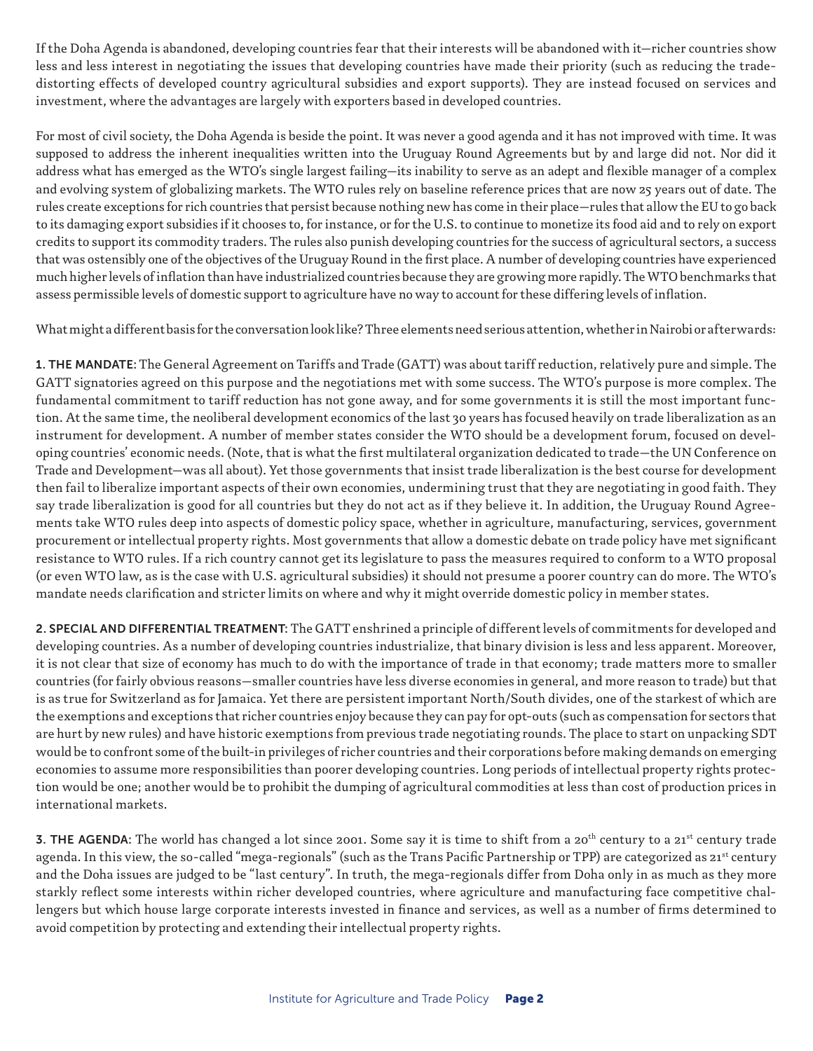If the Doha Agenda is abandoned, developing countries fear that their interests will be abandoned with it—richer countries show less and less interest in negotiating the issues that developing countries have made their priority (such as reducing the trade-distorting effects of developed country agricultural subsidies and export supports). They are instead focused on services and investment, where the advantages are largely with exporters based in developed countries.

For most of civil society, the Doha Agenda is beside the point. It was never a good agenda and it has not improved with time. It was supposed to address the inherent inequalities written into the Uruguay Round Agreements but by and large did not. Nor did it address what has emerged as the WTO's single largest failing—its inability to serve as an adept and flexible manager of a complex and evolving system of globalizing markets. The WTO rules rely on baseline reference prices that are now 25 years out of date. The rules create exceptions for rich countries that persist because nothing new has come in their place—rules that allow the EU to go back to its damaging export subsidies if it chooses to, for instance, or for the U.S. to continue to monetize its food aid and to rely on export credits to support its commodity traders. The rules also punish developing countries for the success of agricultural sectors, a success that was ostensibly one of the objectives of the Uruguay Round in the first place. A number of developing countries have experienced much higher levels of inflation than have industrialized countries because they are growing more rapidly. The WTO benchmarks that assess permissible levels of domestic support to agriculture have no way to account for these differing levels of inflation.

What might a different basis for the conversation look like? Three elements need serious attention, whether in Nairobi or afterwards:

**1. THE MANDATE**: The General Agreement on Tariffs and Trade (GATT) was about tariff reduction, relatively pure and simple. The GATT signatories agreed on this purpose and the negotiations met with some success. The WTO's purpose is more complex. The fundamental commitment to tariff reduction has not gone away, and for some governments it is still the most important function. At the same time, the neoliberal development economics of the last 30 years has focused heavily on trade liberalization as an instrument for development. A number of member states consider the WTO should be a development forum, focused on developing countries' economic needs. (Note, that is what the first multilateral organization dedicated to trade—the UN Conference on Trade and Development—was all about). Yet those governments that insist trade liberalization is the best course for development then fail to liberalize important aspects of their own economies, undermining trust that they are negotiating in good faith. They say trade liberalization is good for all countries but they do not act as if they believe it. In addition, the Uruguay Round Agreements take WTO rules deep into aspects of domestic policy space, whether in agriculture, manufacturing, services, government procurement or intellectual property rights. Most governments that allow a domestic debate on trade policy have met significant resistance to WTO rules. If a rich country cannot get its legislature to pass the measures required to conform to a WTO proposal (or even WTO law, as is the case with U.S. agricultural subsidies) it should not presume a poorer country can do more. The WTO's mandate needs clarification and stricter limits on where and why it might override domestic policy in member states.

**2. SPECIAL AND DIFFERENTIAL TREATMENT**: The GATT enshrined a principle of different levels of commitments for developed and developing countries. As a number of developing countries industrialize, that binary division is less and less apparent. Moreover, it is not clear that size of economy has much to do with the importance of trade in that economy; trade matters more to smaller countries (for fairly obvious reasons—smaller countries have less diverse economies in general, and more reason to trade) but that is as true for Switzerland as for Jamaica. Yet there are persistent important North/South divides, one of the starkest of which are the exemptions and exceptions that richer countries enjoy because they can pay for opt-outs (such as compensation for sectors that are hurt by new rules) and have historic exemptions from previous trade negotiating rounds. The place to start on unpacking SDT would be to confront some of the built-in privileges of richer countries and their corporations before making demands on emerging economies to assume more responsibilities than poorer developing countries. Long periods of intellectual property rights protection would be one; another would be to prohibit the dumping of agricultural commodities at less than cost of production prices in international markets.

**3. THE AGENDA**: The world has changed a lot since 2001. Some say it is time to shift from a 20th century to a 21st century trade agenda. In this view, the so-called "mega-regionals" (such as the Trans Pacific Partnership or TPP) are categorized as 21st century and the Doha issues are judged to be "last century". In truth, the mega-regionals differ from Doha only in as much as they more starkly reflect some interests within richer developed countries, where agriculture and manufacturing face competitive challengers but which house large corporate interests invested in finance and services, as well as a number of firms determined to avoid competition by protecting and extending their intellectual property rights.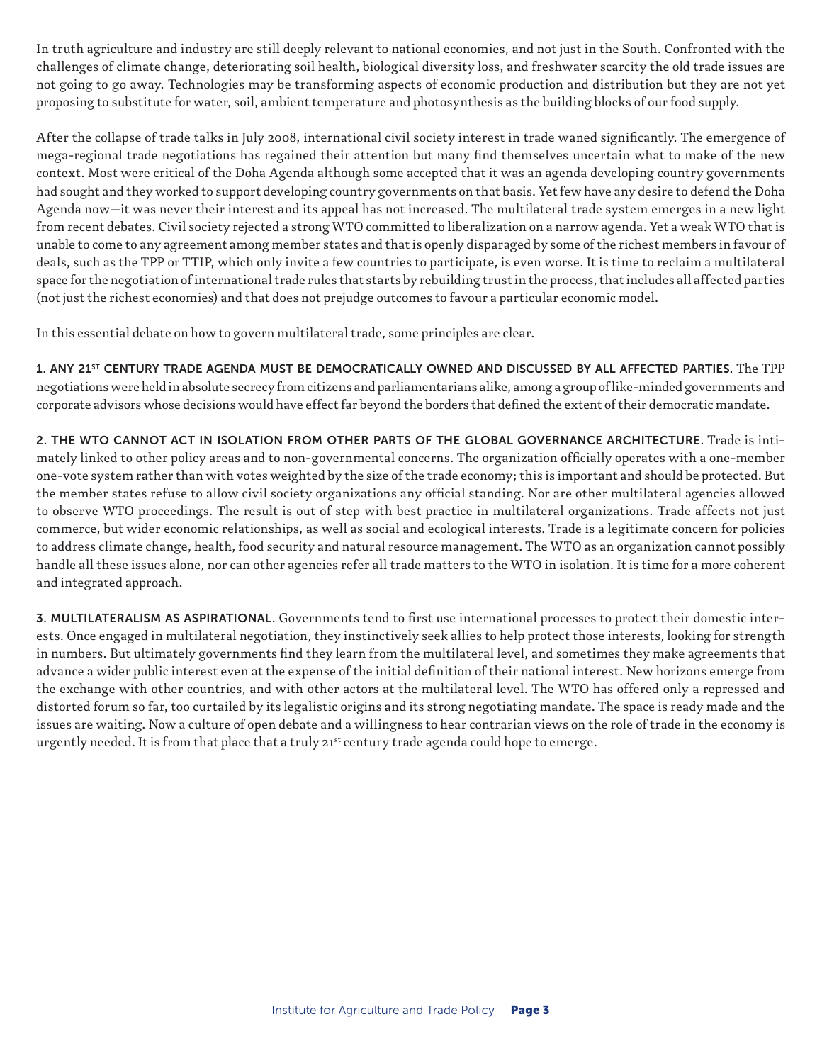In truth agriculture and industry are still deeply relevant to national economies, and not just in the South. Confronted with the challenges of climate change, deteriorating soil health, biological diversity loss, and freshwater scarcity the old trade issues are not going to go away. Technologies may be transforming aspects of economic production and distribution but they are not yet proposing to substitute for water, soil, ambient temperature and photosynthesis as the building blocks of our food supply.

After the collapse of trade talks in July 2008, international civil society interest in trade waned significantly. The emergence of mega-regional trade negotiations has regained their attention but many find themselves uncertain what to make of the new context. Most were critical of the Doha Agenda although some accepted that it was an agenda developing country governments had sought and they worked to support developing country governments on that basis. Yet few have any desire to defend the Doha Agenda now—it was never their interest and its appeal has not increased. The multilateral trade system emerges in a new light from recent debates. Civil society rejected a strong WTO committed to liberalization on a narrow agenda. Yet a weak WTO that is unable to come to any agreement among member states and that is openly disparaged by some of the richest members in favour of deals, such as the TPP or TTIP, which only invite a few countries to participate, is even worse. It is time to reclaim a multilateral space for the negotiation of international trade rules that starts by rebuilding trust in the process, that includes all affected parties (not just the richest economies) and that does not prejudge outcomes to favour a particular economic model.

In this essential debate on how to govern multilateral trade, some principles are clear.

**1. ANY 21ST CENTURY TRADE AGENDA MUST BE DEMOCRATICALLY OWNED AND DISCUSSED BY ALL AFFECTED PARTIES.** The TPP negotiations were held in absolute secrecy from citizens and parliamentarians alike, among a group of like-minded governments and corporate advisors whose decisions would have effect far beyond the borders that defined the extent of their democratic mandate.

**2. THE WTO CANNOT ACT IN ISOLATION FROM OTHER PARTS OF THE GLOBAL GOVERNANCE ARCHITECTURE.** Trade is intimately linked to other policy areas and to non-governmental concerns. The organization officially operates with a one-member one-vote system rather than with votes weighted by the size of the trade economy; this is important and should be protected. But the member states refuse to allow civil society organizations any official standing. Nor are other multilateral agencies allowed to observe WTO proceedings. The result is out of step with best practice in multilateral organizations. Trade affects not just commerce, but wider economic relationships, as well as social and ecological interests. Trade is a legitimate concern for policies to address climate change, health, food security and natural resource management. The WTO as an organization cannot possibly handle all these issues alone, nor can other agencies refer all trade matters to the WTO in isolation. It is time for a more coherent and integrated approach.

**3. MULTILATERALISM AS ASPIRATIONAL.** Governments tend to first use international processes to protect their domestic interests. Once engaged in multilateral negotiation, they instinctively seek allies to help protect those interests, looking for strength in numbers. But ultimately governments find they learn from the multilateral level, and sometimes they make agreements that advance a wider public interest even at the expense of the initial definition of their national interest. New horizons emerge from the exchange with other countries, and with other actors at the multilateral level. The WTO has offered only a repressed and distorted forum so far, too curtailed by its legalistic origins and its strong negotiating mandate. The space is ready made and the issues are waiting. Now a culture of open debate and a willingness to hear contrarian views on the role of trade in the economy is urgently needed. It is from that place that a truly 21st century trade agenda could hope to emerge.